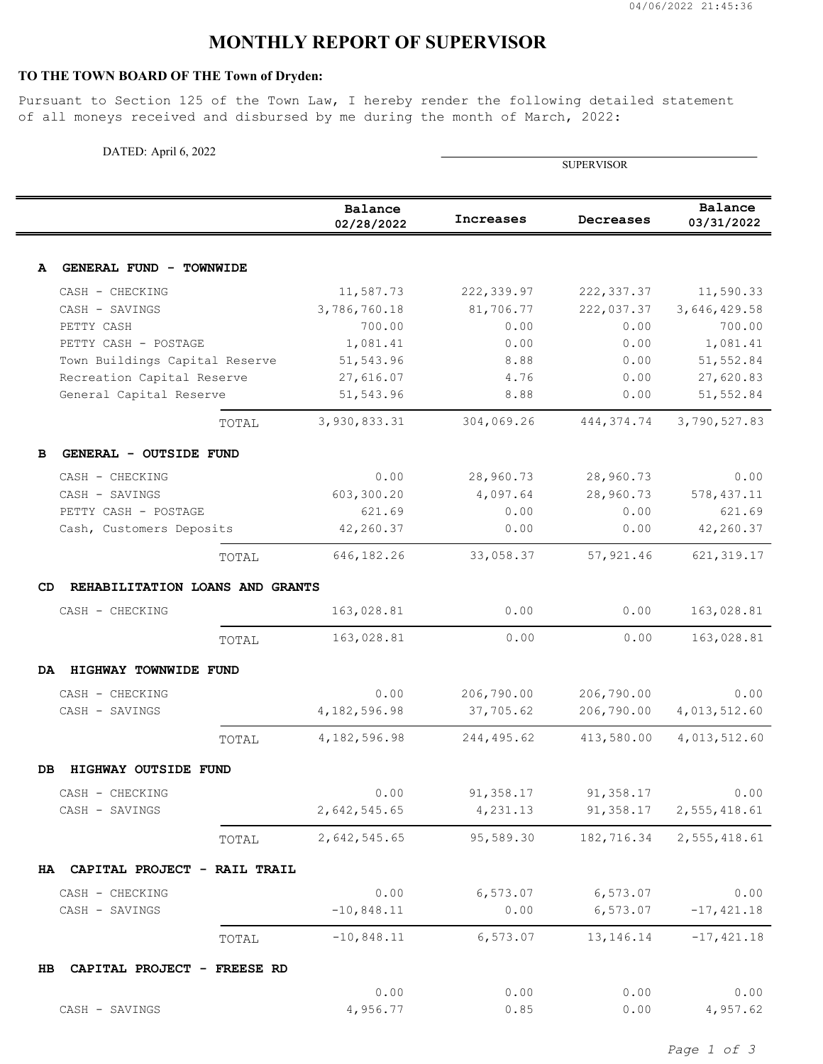# MONTHLY REPORT OF SUPERVISOR

**TO THE TOWN BOARD OF THE Town of Dryden:**

Pursuant to Section 125 of the Town Law, I hereby render the following detailed statement of all moneys received and disbursed by me during the month of March, 2022:

DATED: April 6, 2022

______________________________
SUPERVISOR

| | Balance 02/28/2022 | Increases | Decreases | Balance 03/31/2022 |
|---|---|---|---|---|
| **A GENERAL FUND - TOWNWIDE** | | | | |
| CASH - CHECKING | 11,587.73 | 222,339.97 | 222,337.37 | 11,590.33 |
| CASH - SAVINGS | 3,786,760.18 | 81,706.77 | 222,037.37 | 3,646,429.58 |
| PETTY CASH | 700.00 | 0.00 | 0.00 | 700.00 |
| PETTY CASH - POSTAGE | 1,081.41 | 0.00 | 0.00 | 1,081.41 |
| Town Buildings Capital Reserve | 51,543.96 | 8.88 | 0.00 | 51,552.84 |
| Recreation Capital Reserve | 27,616.07 | 4.76 | 0.00 | 27,620.83 |
| General Capital Reserve | 51,543.96 | 8.88 | 0.00 | 51,552.84 |
| TOTAL | 3,930,833.31 | 304,069.26 | 444,374.74 | 3,790,527.83 |
| **B GENERAL - OUTSIDE FUND** | | | | |
| CASH - CHECKING | 0.00 | 28,960.73 | 28,960.73 | 0.00 |
| CASH - SAVINGS | 603,300.20 | 4,097.64 | 28,960.73 | 578,437.11 |
| PETTY CASH - POSTAGE | 621.69 | 0.00 | 0.00 | 621.69 |
| Cash, Customers Deposits | 42,260.37 | 0.00 | 0.00 | 42,260.37 |
| TOTAL | 646,182.26 | 33,058.37 | 57,921.46 | 621,319.17 |
| **CD REHABILITATION LOANS AND GRANTS** | | | | |
| CASH - CHECKING | 163,028.81 | 0.00 | 0.00 | 163,028.81 |
| TOTAL | 163,028.81 | 0.00 | 0.00 | 163,028.81 |
| **DA HIGHWAY TOWNWIDE FUND** | | | | |
| CASH - CHECKING | 0.00 | 206,790.00 | 206,790.00 | 0.00 |
| CASH - SAVINGS | 4,182,596.98 | 37,705.62 | 206,790.00 | 4,013,512.60 |
| TOTAL | 4,182,596.98 | 244,495.62 | 413,580.00 | 4,013,512.60 |
| **DB HIGHWAY OUTSIDE FUND** | | | | |
| CASH - CHECKING | 0.00 | 91,358.17 | 91,358.17 | 0.00 |
| CASH - SAVINGS | 2,642,545.65 | 4,231.13 | 91,358.17 | 2,555,418.61 |
| TOTAL | 2,642,545.65 | 95,589.30 | 182,716.34 | 2,555,418.61 |
| **HA CAPITAL PROJECT - RAIL TRAIL** | | | | |
| CASH - CHECKING | 0.00 | 6,573.07 | 6,573.07 | 0.00 |
| CASH - SAVINGS | -10,848.11 | 0.00 | 6,573.07 | -17,421.18 |
| TOTAL | -10,848.11 | 6,573.07 | 13,146.14 | -17,421.18 |
| **HB CAPITAL PROJECT - FREESE RD** | | | | |
| | 0.00 | 0.00 | 0.00 | 0.00 |
| CASH - SAVINGS | 4,956.77 | 0.85 | 0.00 | 4,957.62 |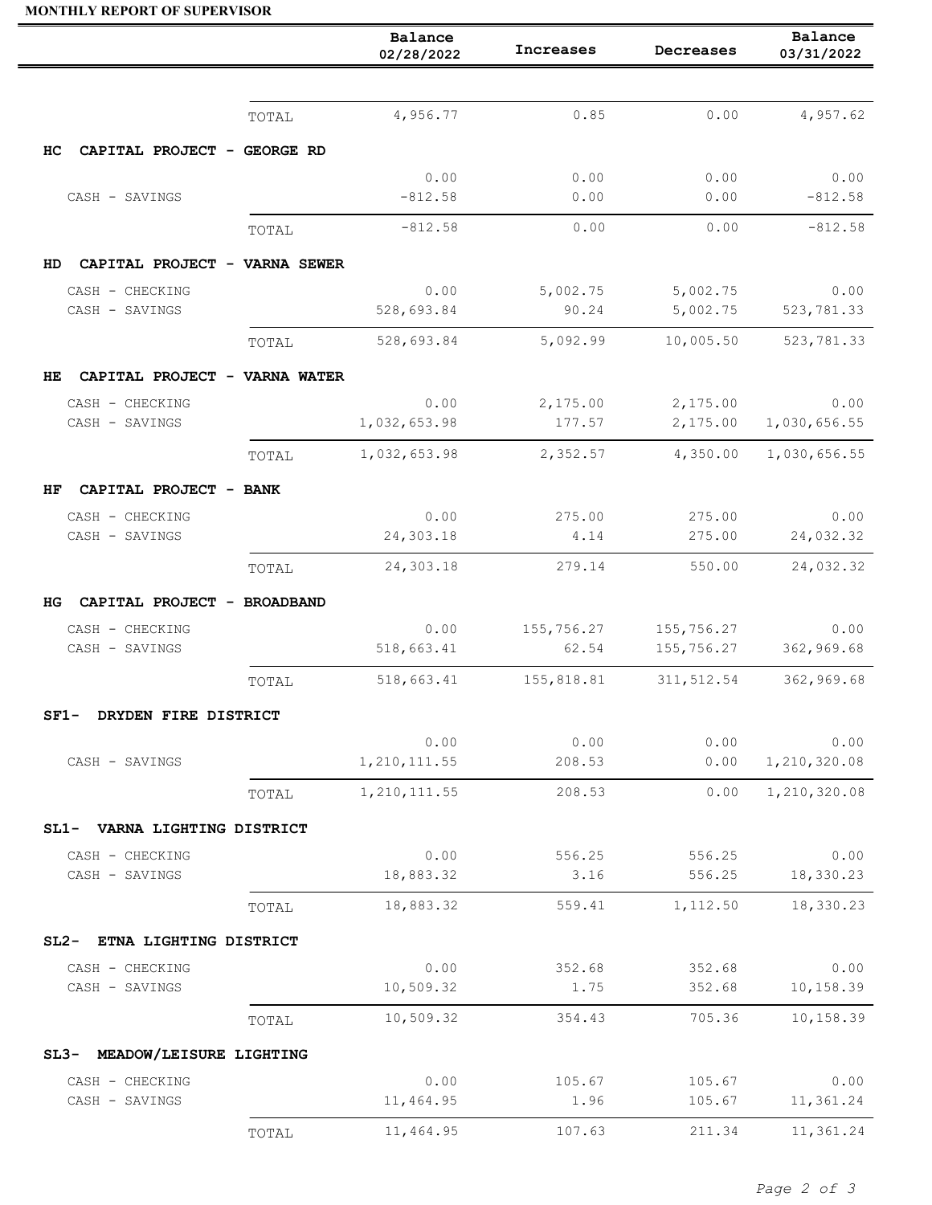**MONTHLY REPORT OF SUPERVISOR**

| | | Balance 02/28/2022 | Increases | Decreases | Balance 03/31/2022 |
|---|---|---|---|---|---|
| | TOTAL | 4,956.77 | 0.85 | 0.00 | 4,957.62 |
| **HC CAPITAL PROJECT - GEORGE RD** | | | | | |
| | | 0.00 | 0.00 | 0.00 | 0.00 |
| CASH - SAVINGS | | -812.58 | 0.00 | 0.00 | -812.58 |
| | TOTAL | -812.58 | 0.00 | 0.00 | -812.58 |
| **HD CAPITAL PROJECT - VARNA SEWER** | | | | | |
| CASH - CHECKING | | 0.00 | 5,002.75 | 5,002.75 | 0.00 |
| CASH - SAVINGS | | 528,693.84 | 90.24 | 5,002.75 | 523,781.33 |
| | TOTAL | 528,693.84 | 5,092.99 | 10,005.50 | 523,781.33 |
| **HE CAPITAL PROJECT - VARNA WATER** | | | | | |
| CASH - CHECKING | | 0.00 | 2,175.00 | 2,175.00 | 0.00 |
| CASH - SAVINGS | | 1,032,653.98 | 177.57 | 2,175.00 | 1,030,656.55 |
| | TOTAL | 1,032,653.98 | 2,352.57 | 4,350.00 | 1,030,656.55 |
| **HF CAPITAL PROJECT - BANK** | | | | | |
| CASH - CHECKING | | 0.00 | 275.00 | 275.00 | 0.00 |
| CASH - SAVINGS | | 24,303.18 | 4.14 | 275.00 | 24,032.32 |
| | TOTAL | 24,303.18 | 279.14 | 550.00 | 24,032.32 |
| **HG CAPITAL PROJECT - BROADBAND** | | | | | |
| CASH - CHECKING | | 0.00 | 155,756.27 | 155,756.27 | 0.00 |
| CASH - SAVINGS | | 518,663.41 | 62.54 | 155,756.27 | 362,969.68 |
| | TOTAL | 518,663.41 | 155,818.81 | 311,512.54 | 362,969.68 |
| **SF1- DRYDEN FIRE DISTRICT** | | | | | |
| | | 0.00 | 0.00 | 0.00 | 0.00 |
| CASH - SAVINGS | | 1,210,111.55 | 208.53 | 0.00 | 1,210,320.08 |
| | TOTAL | 1,210,111.55 | 208.53 | 0.00 | 1,210,320.08 |
| **SL1- VARNA LIGHTING DISTRICT** | | | | | |
| CASH - CHECKING | | 0.00 | 556.25 | 556.25 | 0.00 |
| CASH - SAVINGS | | 18,883.32 | 3.16 | 556.25 | 18,330.23 |
| | TOTAL | 18,883.32 | 559.41 | 1,112.50 | 18,330.23 |
| **SL2- ETNA LIGHTING DISTRICT** | | | | | |
| CASH - CHECKING | | 0.00 | 352.68 | 352.68 | 0.00 |
| CASH - SAVINGS | | 10,509.32 | 1.75 | 352.68 | 10,158.39 |
| | TOTAL | 10,509.32 | 354.43 | 705.36 | 10,158.39 |
| **SL3- MEADOW/LEISURE LIGHTING** | | | | | |
| CASH - CHECKING | | 0.00 | 105.67 | 105.67 | 0.00 |
| CASH - SAVINGS | | 11,464.95 | 1.96 | 105.67 | 11,361.24 |
| | TOTAL | 11,464.95 | 107.63 | 211.34 | 11,361.24 |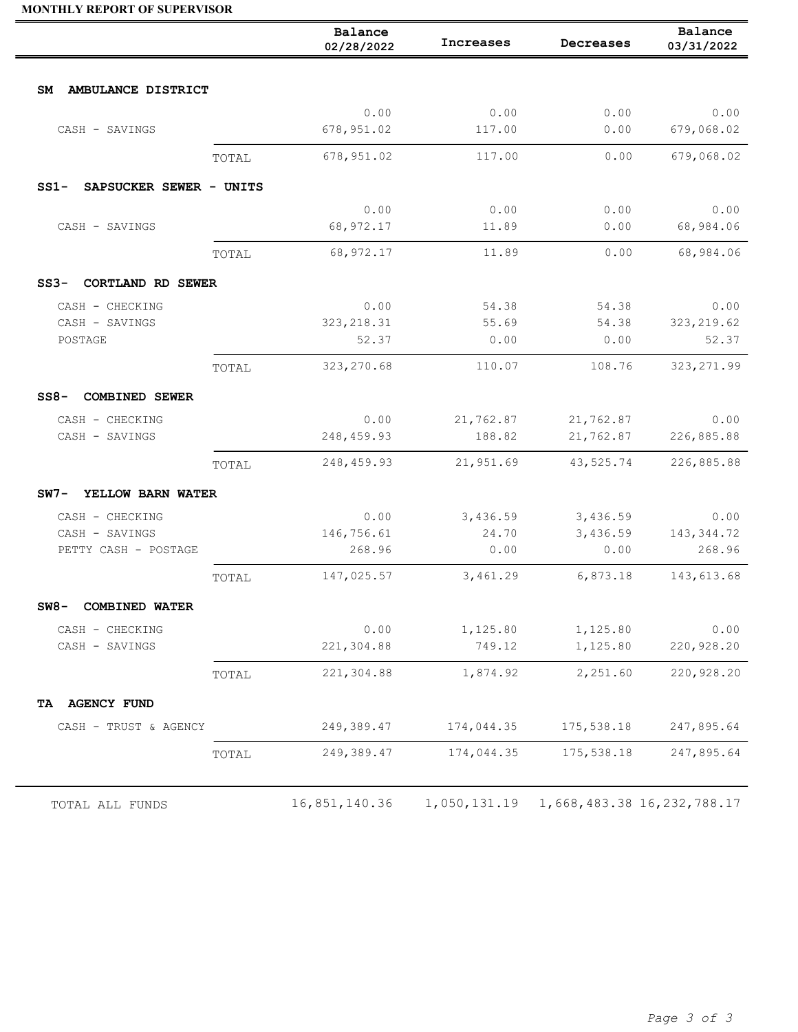**MONTHLY REPORT OF SUPERVISOR**

| | | Balance 02/28/2022 | Increases | Decreases | Balance 03/31/2022 |
|---|---|---|---|---|---|
| **SM AMBULANCE DISTRICT** | | | | | |
| | | 0.00 | 0.00 | 0.00 | 0.00 |
| CASH - SAVINGS | | 678,951.02 | 117.00 | 0.00 | 679,068.02 |
| | TOTAL | 678,951.02 | 117.00 | 0.00 | 679,068.02 |
| **SS1- SAPSUCKER SEWER - UNITS** | | | | | |
| | | 0.00 | 0.00 | 0.00 | 0.00 |
| CASH - SAVINGS | | 68,972.17 | 11.89 | 0.00 | 68,984.06 |
| | TOTAL | 68,972.17 | 11.89 | 0.00 | 68,984.06 |
| **SS3- CORTLAND RD SEWER** | | | | | |
| CASH - CHECKING | | 0.00 | 54.38 | 54.38 | 0.00 |
| CASH - SAVINGS | | 323,218.31 | 55.69 | 54.38 | 323,219.62 |
| POSTAGE | | 52.37 | 0.00 | 0.00 | 52.37 |
| | TOTAL | 323,270.68 | 110.07 | 108.76 | 323,271.99 |
| **SS8- COMBINED SEWER** | | | | | |
| CASH - CHECKING | | 0.00 | 21,762.87 | 21,762.87 | 0.00 |
| CASH - SAVINGS | | 248,459.93 | 188.82 | 21,762.87 | 226,885.88 |
| | TOTAL | 248,459.93 | 21,951.69 | 43,525.74 | 226,885.88 |
| **SW7- YELLOW BARN WATER** | | | | | |
| CASH - CHECKING | | 0.00 | 3,436.59 | 3,436.59 | 0.00 |
| CASH - SAVINGS | | 146,756.61 | 24.70 | 3,436.59 | 143,344.72 |
| PETTY CASH - POSTAGE | | 268.96 | 0.00 | 0.00 | 268.96 |
| | TOTAL | 147,025.57 | 3,461.29 | 6,873.18 | 143,613.68 |
| **SW8- COMBINED WATER** | | | | | |
| CASH - CHECKING | | 0.00 | 1,125.80 | 1,125.80 | 0.00 |
| CASH - SAVINGS | | 221,304.88 | 749.12 | 1,125.80 | 220,928.20 |
| | TOTAL | 221,304.88 | 1,874.92 | 2,251.60 | 220,928.20 |
| **TA AGENCY FUND** | | | | | |
| CASH - TRUST & AGENCY | | 249,389.47 | 174,044.35 | 175,538.18 | 247,895.64 |
| | TOTAL | 249,389.47 | 174,044.35 | 175,538.18 | 247,895.64 |
| TOTAL ALL FUNDS | | 16,851,140.36 | 1,050,131.19 | 1,668,483.38 | 16,232,788.17 |